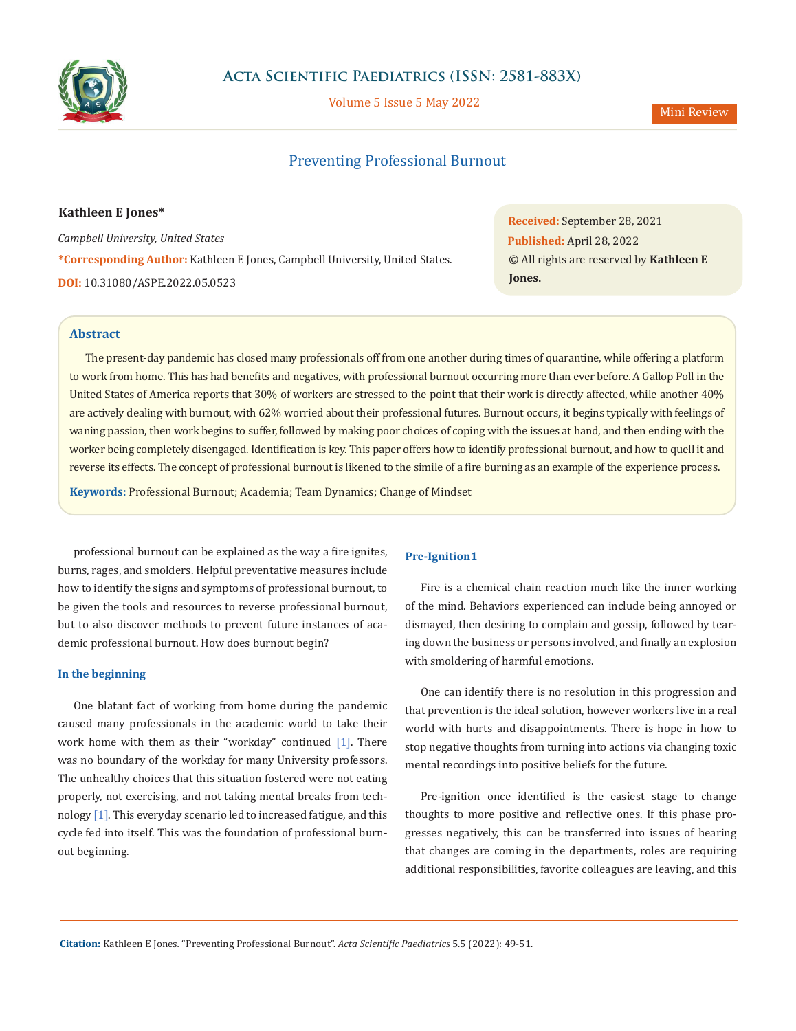# Preventing Professional Burnout

**Kathleen E Jones***

*Campbell University, United States*

***Corresponding Author:** Kathleen E Jones, Campbell University, United States.

**DOI:** 10.31080/ASPE.2022.05.0523

**Received:** September 28, 2021
**Published:** April 28, 2022
© All rights are reserved by **Kathleen E Jones.**

## Abstract

The present-day pandemic has closed many professionals off from one another during times of quarantine, while offering a platform to work from home. This has had benefits and negatives, with professional burnout occurring more than ever before. A Gallop Poll in the United States of America reports that 30% of workers are stressed to the point that their work is directly affected, while another 40% are actively dealing with burnout, with 62% worried about their professional futures. Burnout occurs, it begins typically with feelings of waning passion, then work begins to suffer, followed by making poor choices of coping with the issues at hand, and then ending with the worker being completely disengaged. Identification is key. This paper offers how to identify professional burnout, and how to quell it and reverse its effects. The concept of professional burnout is likened to the simile of a fire burning as an example of the experience process.

**Keywords:** Professional Burnout; Academia; Team Dynamics; Change of Mindset

professional burnout can be explained as the way a fire ignites, burns, rages, and smolders. Helpful preventative measures include how to identify the signs and symptoms of professional burnout, to be given the tools and resources to reverse professional burnout, but to also discover methods to prevent future instances of academic professional burnout. How does burnout begin?

### In the beginning

One blatant fact of working from home during the pandemic caused many professionals in the academic world to take their work home with them as their "workday" continued [1]. There was no boundary of the workday for many University professors. The unhealthy choices that this situation fostered were not eating properly, not exercising, and not taking mental breaks from technology [1]. This everyday scenario led to increased fatigue, and this cycle fed into itself. This was the foundation of professional burnout beginning.

### Pre-Ignition1

Fire is a chemical chain reaction much like the inner working of the mind. Behaviors experienced can include being annoyed or dismayed, then desiring to complain and gossip, followed by tearing down the business or persons involved, and finally an explosion with smoldering of harmful emotions.

One can identify there is no resolution in this progression and that prevention is the ideal solution, however workers live in a real world with hurts and disappointments. There is hope in how to stop negative thoughts from turning into actions via changing toxic mental recordings into positive beliefs for the future.

Pre-ignition once identified is the easiest stage to change thoughts to more positive and reflective ones. If this phase progresses negatively, this can be transferred into issues of hearing that changes are coming in the departments, roles are requiring additional responsibilities, favorite colleagues are leaving, and this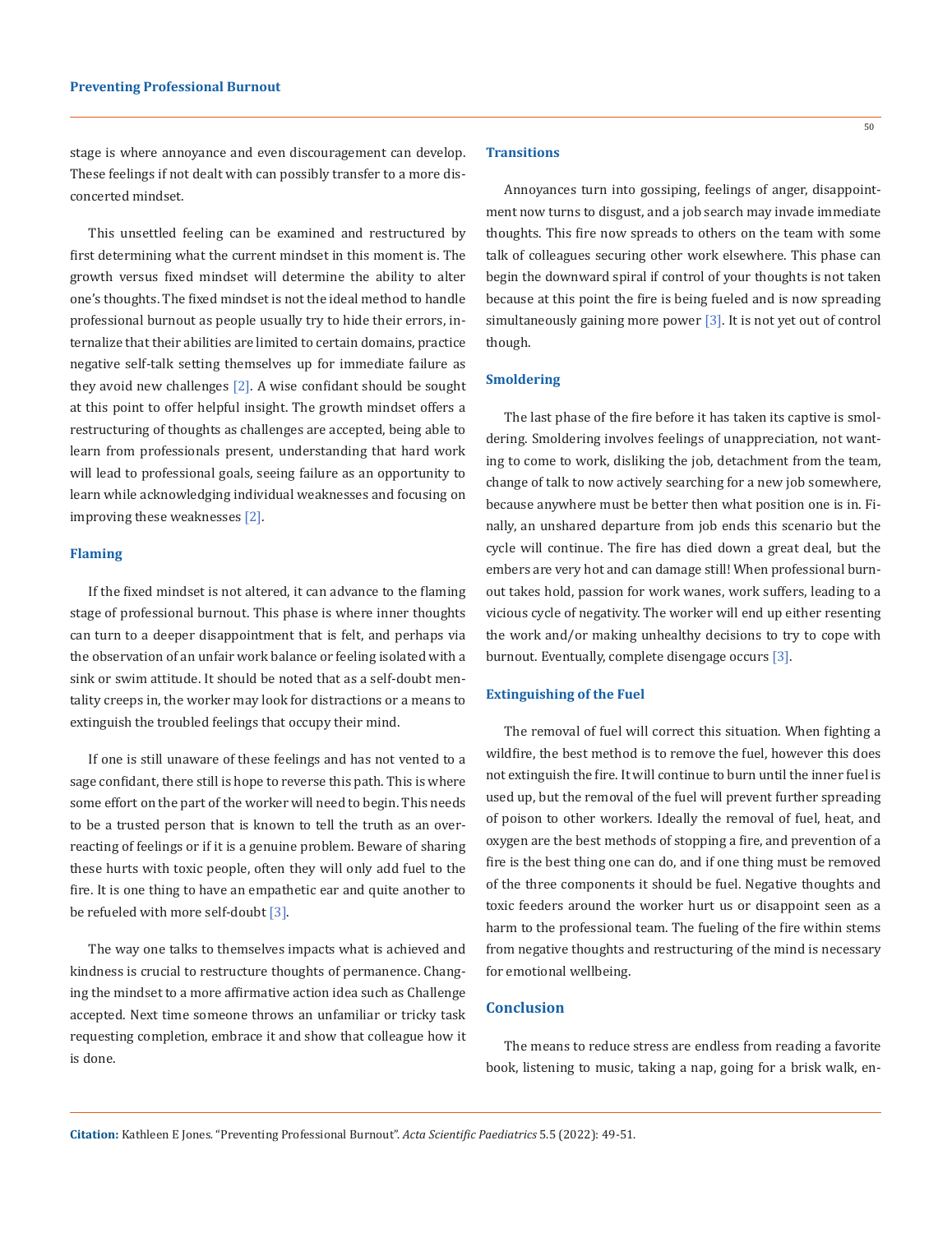stage is where annoyance and even discouragement can develop. These feelings if not dealt with can possibly transfer to a more disconcerted mindset.

This unsettled feeling can be examined and restructured by first determining what the current mindset in this moment is. The growth versus fixed mindset will determine the ability to alter one's thoughts. The fixed mindset is not the ideal method to handle professional burnout as people usually try to hide their errors, internalize that their abilities are limited to certain domains, practice negative self-talk setting themselves up for immediate failure as they avoid new challenges [2]. A wise confidant should be sought at this point to offer helpful insight. The growth mindset offers a restructuring of thoughts as challenges are accepted, being able to learn from professionals present, understanding that hard work will lead to professional goals, seeing failure as an opportunity to learn while acknowledging individual weaknesses and focusing on improving these weaknesses [2].

### Flaming

If the fixed mindset is not altered, it can advance to the flaming stage of professional burnout. This phase is where inner thoughts can turn to a deeper disappointment that is felt, and perhaps via the observation of an unfair work balance or feeling isolated with a sink or swim attitude. It should be noted that as a self-doubt mentality creeps in, the worker may look for distractions or a means to extinguish the troubled feelings that occupy their mind.

If one is still unaware of these feelings and has not vented to a sage confidant, there still is hope to reverse this path. This is where some effort on the part of the worker will need to begin. This needs to be a trusted person that is known to tell the truth as an overreacting of feelings or if it is a genuine problem. Beware of sharing these hurts with toxic people, often they will only add fuel to the fire. It is one thing to have an empathetic ear and quite another to be refueled with more self-doubt [3].

The way one talks to themselves impacts what is achieved and kindness is crucial to restructure thoughts of permanence. Changing the mindset to a more affirmative action idea such as Challenge accepted. Next time someone throws an unfamiliar or tricky task requesting completion, embrace it and show that colleague how it is done.

### Transitions

Annoyances turn into gossiping, feelings of anger, disappointment now turns to disgust, and a job search may invade immediate thoughts. This fire now spreads to others on the team with some talk of colleagues securing other work elsewhere. This phase can begin the downward spiral if control of your thoughts is not taken because at this point the fire is being fueled and is now spreading simultaneously gaining more power [3]. It is not yet out of control though.

### Smoldering

The last phase of the fire before it has taken its captive is smoldering. Smoldering involves feelings of unappreciation, not wanting to come to work, disliking the job, detachment from the team, change of talk to now actively searching for a new job somewhere, because anywhere must be better then what position one is in. Finally, an unshared departure from job ends this scenario but the cycle will continue. The fire has died down a great deal, but the embers are very hot and can damage still! When professional burnout takes hold, passion for work wanes, work suffers, leading to a vicious cycle of negativity. The worker will end up either resenting the work and/or making unhealthy decisions to try to cope with burnout. Eventually, complete disengage occurs [3].

### Extinguishing of the Fuel

The removal of fuel will correct this situation. When fighting a wildfire, the best method is to remove the fuel, however this does not extinguish the fire. It will continue to burn until the inner fuel is used up, but the removal of the fuel will prevent further spreading of poison to other workers. Ideally the removal of fuel, heat, and oxygen are the best methods of stopping a fire, and prevention of a fire is the best thing one can do, and if one thing must be removed of the three components it should be fuel. Negative thoughts and toxic feeders around the worker hurt us or disappoint seen as a harm to the professional team. The fueling of the fire within stems from negative thoughts and restructuring of the mind is necessary for emotional wellbeing.

## Conclusion

The means to reduce stress are endless from reading a favorite book, listening to music, taking a nap, going for a brisk walk, en-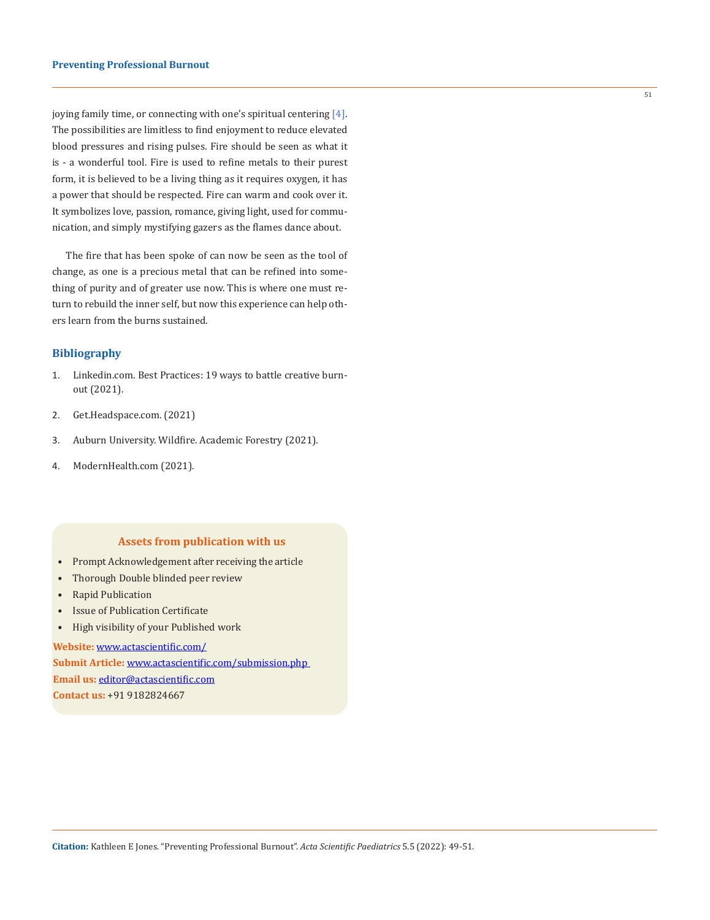joying family time, or connecting with one's spiritual centering [4]. The possibilities are limitless to find enjoyment to reduce elevated blood pressures and rising pulses. Fire should be seen as what it is - a wonderful tool. Fire is used to refine metals to their purest form, it is believed to be a living thing as it requires oxygen, it has a power that should be respected. Fire can warm and cook over it. It symbolizes love, passion, romance, giving light, used for communication, and simply mystifying gazers as the flames dance about.

The fire that has been spoke of can now be seen as the tool of change, as one is a precious metal that can be refined into something of purity and of greater use now. This is where one must return to rebuild the inner self, but now this experience can help others learn from the burns sustained.

## Bibliography

1. Linkedin.com. Best Practices: 19 ways to battle creative burnout (2021).
2. Get.Headspace.com. (2021)
3. Auburn University. Wildfire. Academic Forestry (2021).
4. ModernHealth.com (2021).

**Assets from publication with us**

- Prompt Acknowledgement after receiving the article
- Thorough Double blinded peer review
- Rapid Publication
- Issue of Publication Certificate
- High visibility of your Published work

**Website:** www.actascientific.com/
**Submit Article:** www.actascientific.com/submission.php
**Email us:** editor@actascientific.com
**Contact us:** +91 9182824667